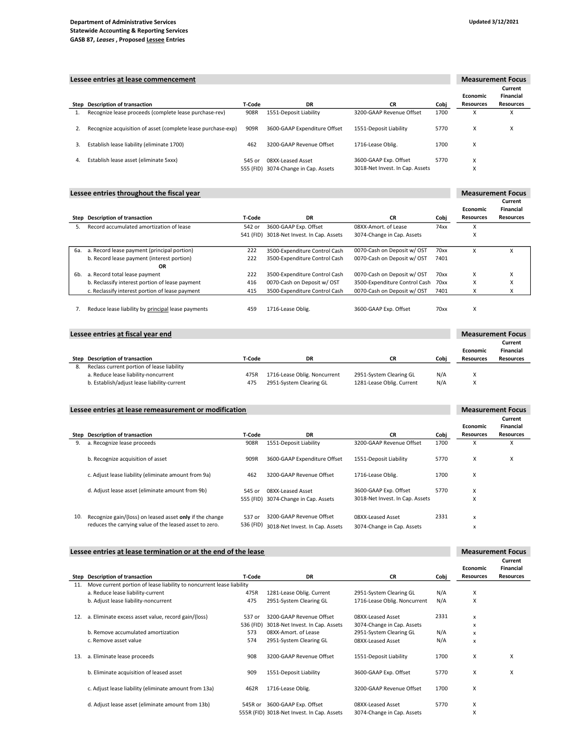**Department of Administrative Services**
**Statewide Accounting & Reporting Services**
**GASB 87, *Leases* , Proposed Lessee Entries**

Updated 3/12/2021

## Lessee entries at lease commencement

| Step | Description of transaction | T-Code | DR | CR | Cobj | Measurement Focus: Economic Resources | Measurement Focus: Current Financial Resources |
|---|---|---|---|---|---|---|---|
| 1. | Recognize lease proceeds (complete lease purchase-rev) | 908R | 1551-Deposit Liability | 3200-GAAP Revenue Offset | 1700 | X | X |
| 2. | Recognize acquisition of asset (complete lease purchase-exp) | 909R | 3600-GAAP Expenditure Offset | 1551-Deposit Liability | 5770 | X | X |
| 3. | Establish lease liability (eliminate 1700) | 462 | 3200-GAAP Revenue Offset | 1716-Lease Oblig. | 1700 | X | |
| 4. | Establish lease asset (eliminate 5xxx) | 545 or | 08XX-Leased Asset | 3600-GAAP Exp. Offset | 5770 | X | |
| | | 555 (FID) | 3074-Change in Cap. Assets | 3018-Net Invest. In Cap. Assets | | X | |

## Lessee entries throughout the fiscal year

| Step | Description of transaction | T-Code | DR | CR | Cobj | Measurement Focus: Economic Resources | Measurement Focus: Current Financial Resources |
|---|---|---|---|---|---|---|---|
| 5. | Record accumulated amortization of lease | 542 or | 3600-GAAP Exp. Offset | 08XX-Amort. of Lease | 74xx | X | |
| | | 541 (FID) | 3018-Net Invest. In Cap. Assets | 3074-Change in Cap. Assets | | X | |
| 6a. | a. Record lease payment (principal portion) | 222 | 3500-Expenditure Control Cash | 0070-Cash on Deposit w/ OST | 70xx | X | X |
| | b. Record lease payment (interest portion) | 222 | 3500-Expenditure Control Cash | 0070-Cash on Deposit w/ OST | 7401 | | |
| | **OR** | | | | | | |
| 6b. | a. Record total lease payment | 222 | 3500-Expenditure Control Cash | 0070-Cash on Deposit w/ OST | 70xx | X | X |
| | b. Reclassify interest portion of lease payment | 416 | 0070-Cash on Deposit w/ OST | 3500-Expenditure Control Cash | 70xx | X | X |
| | c. Reclassify interest portion of lease payment | 415 | 3500-Expenditure Control Cash | 0070-Cash on Deposit w/ OST | 7401 | X | X |
| 7. | Reduce lease liability by principal lease payments | 459 | 1716-Lease Oblig. | 3600-GAAP Exp. Offset | 70xx | X | |

## Lessee entries at fiscal year end

| Step | Description of transaction | T-Code | DR | CR | Cobj | Measurement Focus: Economic Resources | Measurement Focus: Current Financial Resources |
|---|---|---|---|---|---|---|---|
| 8. | Reclass current portion of lease liability | | | | | | |
| | a. Reduce lease liability-noncurrent | 475R | 1716-Lease Oblig. Noncurrent | 2951-System Clearing GL | N/A | X | |
| | b. Establish/adjust lease liability-current | 475 | 2951-System Clearing GL | 1281-Lease Oblig. Current | N/A | X | |

## Lessee entries at lease remeasurement or modification

| Step | Description of transaction | T-Code | DR | CR | Cobj | Measurement Focus: Economic Resources | Measurement Focus: Current Financial Resources |
|---|---|---|---|---|---|---|---|
| 9. | a. Recognize lease proceeds | 908R | 1551-Deposit Liability | 3200-GAAP Revenue Offset | 1700 | X | X |
| | b. Recognize acquisition of asset | 909R | 3600-GAAP Expenditure Offset | 1551-Deposit Liability | 5770 | X | X |
| | c. Adjust lease liability (eliminate amount from 9a) | 462 | 3200-GAAP Revenue Offset | 1716-Lease Oblig. | 1700 | X | |
| | d. Adjust lease asset (eliminate amount from 9b) | 545 or | 08XX-Leased Asset | 3600-GAAP Exp. Offset | 5770 | X | |
| | | 555 (FID) | 3074-Change in Cap. Assets | 3018-Net Invest. In Cap. Assets | | X | |
| 10. | Recognize gain/(loss) on leased asset **only** if the change reduces the carrying value of the leased asset to zero. | 537 or | 3200-GAAP Revenue Offset | 08XX-Leased Asset | 2331 | x | |
| | | 536 (FID) | 3018-Net Invest. In Cap. Assets | 3074-Change in Cap. Assets | | x | |

## Lessee entries at lease termination or at the end of the lease

| Step | Description of transaction | T-Code | DR | CR | Cobj | Measurement Focus: Economic Resources | Measurement Focus: Current Financial Resources |
|---|---|---|---|---|---|---|---|
| 11. | Move current portion of lease liability to noncurrent lease liability | | | | | | |
| | a. Reduce lease liability-current | 475R | 1281-Lease Oblig. Current | 2951-System Clearing GL | N/A | X | |
| | b. Adjust lease liability-noncurrent | 475 | 2951-System Clearing GL | 1716-Lease Oblig. Noncurrent | N/A | X | |
| 12. | a. Eliminate excess asset value, record gain/(loss) | 537 or | 3200-GAAP Revenue Offset | 08XX-Leased Asset | 2331 | x | |
| | | 536 (FID) | 3018-Net Invest. In Cap. Assets | 3074-Change in Cap. Assets | | x | |
| | b. Remove accumulated amortization | 573 | 08XX-Amort. of Lease | 2951-System Clearing GL | N/A | x | |
| | c. Remove asset value | 574 | 2951-System Clearing GL | 08XX-Leased Asset | N/A | x | |
| 13. | a. Eliminate lease proceeds | 908 | 3200-GAAP Revenue Offset | 1551-Deposit Liability | 1700 | X | X |
| | b. Eliminate acquisition of leased asset | 909 | 1551-Deposit Liability | 3600-GAAP Exp. Offset | 5770 | X | X |
| | c. Adjust lease liability (eliminate amount from 13a) | 462R | 1716-Lease Oblig. | 3200-GAAP Revenue Offset | 1700 | X | |
| | d. Adjust lease asset (eliminate amount from 13b) | 545R or | 3600-GAAP Exp. Offset | 08XX-Leased Asset | 5770 | X | |
| | | 555R (FID) | 3018-Net Invest. In Cap. Assets | 3074-Change in Cap. Assets | | X | |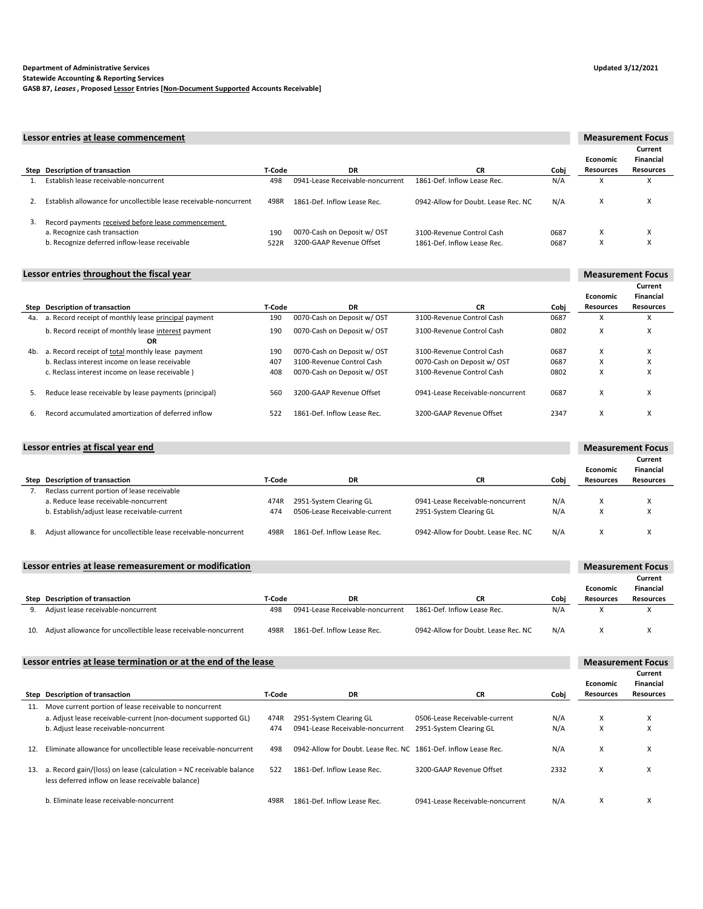**Department of Administrative Services**
**Statewide Accounting & Reporting Services**
**GASB 87, *Leases*, Proposed Lessor Entries [Non-Document Supported Accounts Receivable]**

Updated 3/12/2021

## Lessor entries at lease commencement

| | | | | | | Measurement Focus | |
|---|---|---|---|---|---|---|---|
| **Step** | **Description of transaction** | **T-Code** | **DR** | **CR** | **Cobj** | **Economic Resources** | **Current Financial Resources** |
| 1. | Establish lease receivable-noncurrent | 498 | 0941-Lease Receivable-noncurrent | 1861-Def. Inflow Lease Rec. | N/A | X | X |
| 2. | Establish allowance for uncollectible lease receivable-noncurrent | 498R | 1861-Def. Inflow Lease Rec. | 0942-Allow for Doubt. Lease Rec. NC | N/A | X | X |
| 3. | Record payments received before lease commencement | | | | | | |
| | a. Recognize cash transaction | 190 | 0070-Cash on Deposit w/ OST | 3100-Revenue Control Cash | 0687 | X | X |
| | b. Recognize deferred inflow-lease receivable | 522R | 3200-GAAP Revenue Offset | 1861-Def. Inflow Lease Rec. | 0687 | X | X |

## Lessor entries throughout the fiscal year

| | | | | | | Measurement Focus | |
|---|---|---|---|---|---|---|---|
| **Step** | **Description of transaction** | **T-Code** | **DR** | **CR** | **Cobj** | **Economic Resources** | **Current Financial Resources** |
| 4a. | a. Record receipt of monthly lease principal payment | 190 | 0070-Cash on Deposit w/ OST | 3100-Revenue Control Cash | 0687 | X | X |
| | b. Record receipt of monthly lease interest payment | 190 | 0070-Cash on Deposit w/ OST | 3100-Revenue Control Cash | 0802 | X | X |
| | **OR** | | | | | | |
| 4b. | a. Record receipt of total monthly lease payment | 190 | 0070-Cash on Deposit w/ OST | 3100-Revenue Control Cash | 0687 | X | X |
| | b. Reclass interest income on lease receivable | 407 | 3100-Revenue Control Cash | 0070-Cash on Deposit w/ OST | 0687 | X | X |
| | c. Reclass interest income on lease receivable ) | 408 | 0070-Cash on Deposit w/ OST | 3100-Revenue Control Cash | 0802 | X | X |
| 5. | Reduce lease receivable by lease payments (principal) | 560 | 3200-GAAP Revenue Offset | 0941-Lease Receivable-noncurrent | 0687 | X | X |
| 6. | Record accumulated amortization of deferred inflow | 522 | 1861-Def. Inflow Lease Rec. | 3200-GAAP Revenue Offset | 2347 | X | X |

## Lessor entries at fiscal year end

| | | | | | | Measurement Focus | |
|---|---|---|---|---|---|---|---|
| **Step** | **Description of transaction** | **T-Code** | **DR** | **CR** | **Cobj** | **Economic Resources** | **Current Financial Resources** |
| 7. | Reclass current portion of lease receivable | | | | | | |
| | a. Reduce lease receivable-noncurrent | 474R | 2951-System Clearing GL | 0941-Lease Receivable-noncurrent | N/A | X | X |
| | b. Establish/adjust lease receivable-current | 474 | 0506-Lease Receivable-current | 2951-System Clearing GL | N/A | X | X |
| 8. | Adjust allowance for uncollectible lease receivable-noncurrent | 498R | 1861-Def. Inflow Lease Rec. | 0942-Allow for Doubt. Lease Rec. NC | N/A | X | X |

## Lessor entries at lease remeasurement or modification

| | | | | | | Measurement Focus | |
|---|---|---|---|---|---|---|---|
| **Step** | **Description of transaction** | **T-Code** | **DR** | **CR** | **Cobj** | **Economic Resources** | **Current Financial Resources** |
| 9. | Adjust lease receivable-noncurrent | 498 | 0941-Lease Receivable-noncurrent | 1861-Def. Inflow Lease Rec. | N/A | X | X |
| 10. | Adjust allowance for uncollectible lease receivable-noncurrent | 498R | 1861-Def. Inflow Lease Rec. | 0942-Allow for Doubt. Lease Rec. NC | N/A | X | X |

## Lessor entries at lease termination or at the end of the lease

| | | | | | | Measurement Focus | |
|---|---|---|---|---|---|---|---|
| **Step** | **Description of transaction** | **T-Code** | **DR** | **CR** | **Cobj** | **Economic Resources** | **Current Financial Resources** |
| 11. | Move current portion of lease receivable to noncurrent | | | | | | |
| | a. Adjust lease receivable-current (non-document supported GL) | 474R | 2951-System Clearing GL | 0506-Lease Receivable-current | N/A | X | X |
| | b. Adjust lease receivable-noncurrent | 474 | 0941-Lease Receivable-noncurrent | 2951-System Clearing GL | N/A | X | X |
| 12. | Eliminate allowance for uncollectible lease receivable-noncurrent | 498 | 0942-Allow for Doubt. Lease Rec. NC | 1861-Def. Inflow Lease Rec. | N/A | X | X |
| 13. | a. Record gain/(loss) on lease (calculation = NC receivable balance less deferred inflow on lease receivable balance) | 522 | 1861-Def. Inflow Lease Rec. | 3200-GAAP Revenue Offset | 2332 | X | X |
| | b. Eliminate lease receivable-noncurrent | 498R | 1861-Def. Inflow Lease Rec. | 0941-Lease Receivable-noncurrent | N/A | X | X |